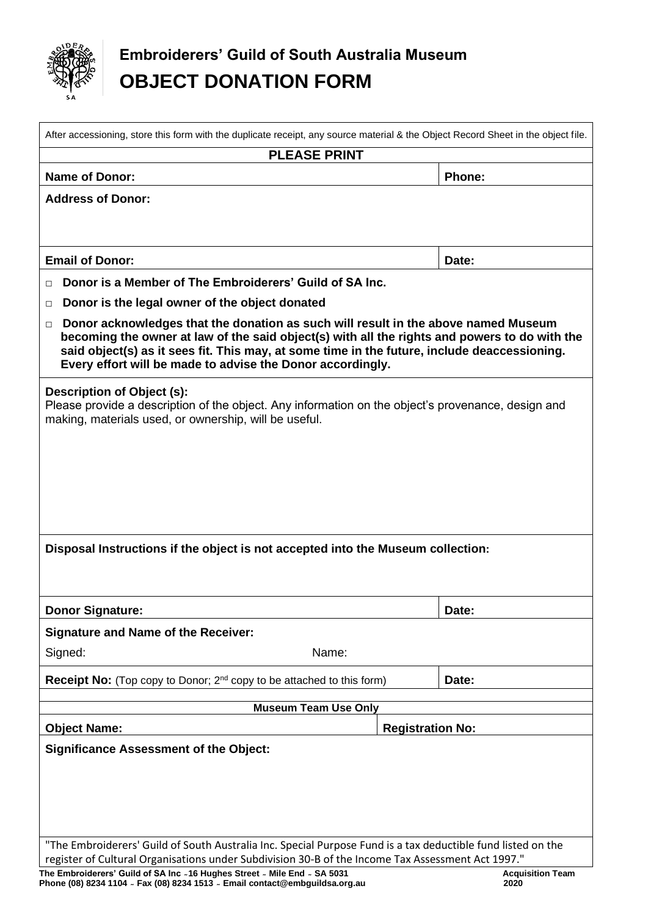# Embroiderers' Guild of South Australia Museum

# OBJECT DONATION FORM

After accessioning, store this form with the duplicate receipt, any source material & the Object Record Sheet in the object file.

**PLEASE PRINT**

| **Name of Donor:** | **Phone:** |
|---|---|
| **Address of Donor:** | |
| **Email of Donor:** | **Date:** |

- □ **Donor is a Member of The Embroiderers' Guild of SA Inc.**
- □ **Donor is the legal owner of the object donated**
- □ **Donor acknowledges that the donation as such will result in the above named Museum becoming the owner at law of the said object(s) with all the rights and powers to do with the said object(s) as it sees fit. This may, at some time in the future, include deaccessioning. Every effort will be made to advise the Donor accordingly.**

**Description of Object (s):**
Please provide a description of the object. Any information on the object's provenance, design and making, materials used, or ownership, will be useful.

**Disposal Instructions if the object is not accepted into the Museum collection:**

| **Donor Signature:** | **Date:** |
|---|---|

**Signature and Name of the Receiver:**

Signed: Name:

| **Receipt No:** (Top copy to Donor; 2nd copy to be attached to this form) | **Date:** |
|---|---|

**Museum Team Use Only**

| **Object Name:** | **Registration No:** |
|---|---|

**Significance Assessment of the Object:**

"The Embroiderers' Guild of South Australia Inc. Special Purpose Fund is a tax deductible fund listed on the register of Cultural Organisations under Subdivision 30-B of the Income Tax Assessment Act 1997."

**The Embroiderers' Guild of SA Inc ~ 16 Hughes Street ~ Mile End ~ SA 5031**
**Phone (08) 8234 1104 ~ Fax (08) 8234 1513 ~ Email contact@embguildsa.org.au**

**Acquisition Team 2020**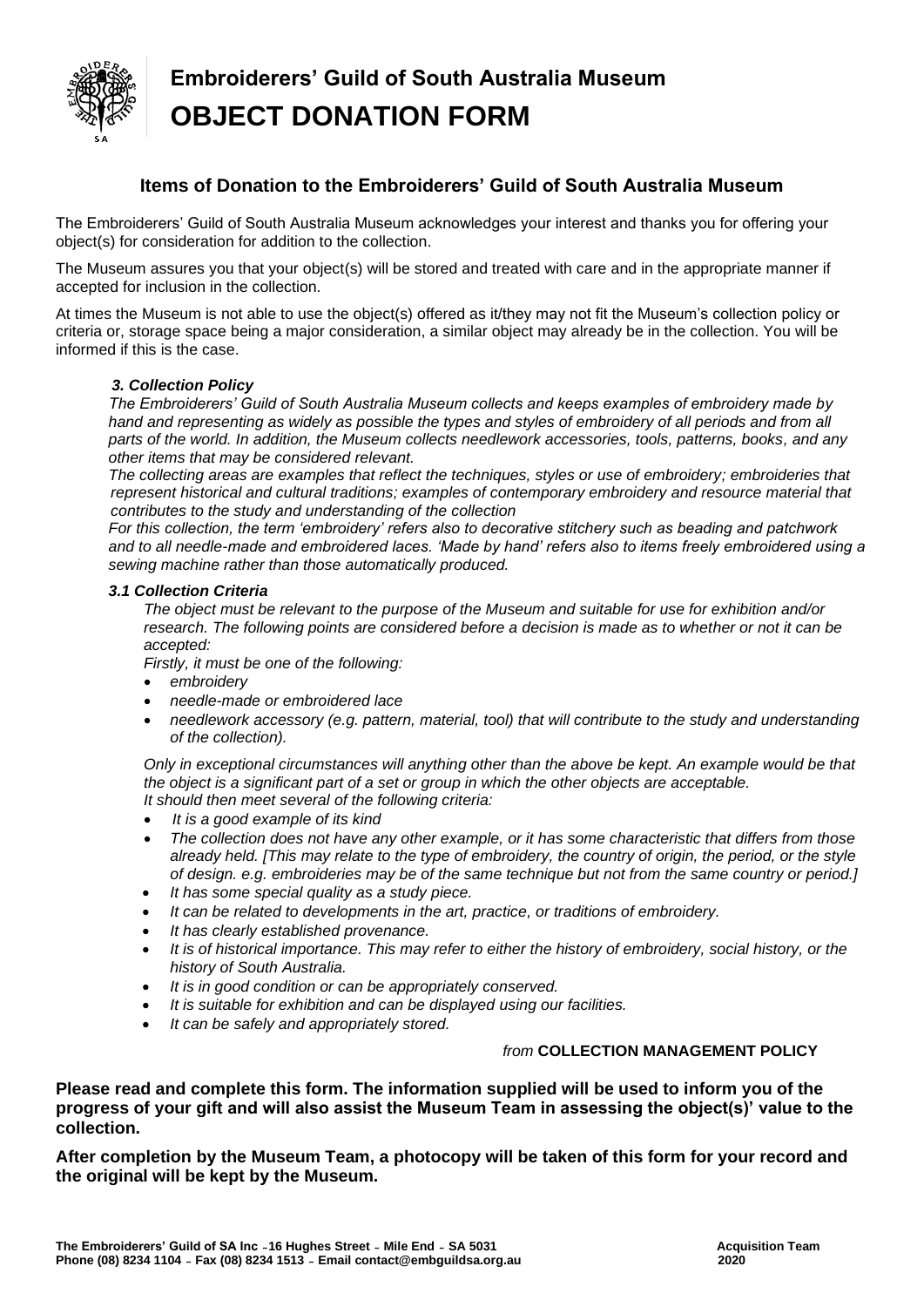# Embroiderers' Guild of South Australia Museum

# OBJECT DONATION FORM

## Items of Donation to the Embroiderers' Guild of South Australia Museum

The Embroiderers' Guild of South Australia Museum acknowledges your interest and thanks you for offering your object(s) for consideration for addition to the collection.

The Museum assures you that your object(s) will be stored and treated with care and in the appropriate manner if accepted for inclusion in the collection.

At times the Museum is not able to use the object(s) offered as it/they may not fit the Museum's collection policy or criteria or, storage space being a major consideration, a similar object may already be in the collection. You will be informed if this is the case.

***3. Collection Policy***

*The Embroiderers' Guild of South Australia Museum collects and keeps examples of embroidery made by hand and representing as widely as possible the types and styles of embroidery of all periods and from all parts of the world. In addition, the Museum collects needlework accessories, tools, patterns, books, and any other items that may be considered relevant.*

*The collecting areas are examples that reflect the techniques, styles or use of embroidery; embroideries that represent historical and cultural traditions; examples of contemporary embroidery and resource material that contributes to the study and understanding of the collection*

*For this collection, the term 'embroidery' refers also to decorative stitchery such as beading and patchwork and to all needle-made and embroidered laces. 'Made by hand' refers also to items freely embroidered using a sewing machine rather than those automatically produced.*

***3.1 Collection Criteria***

*The object must be relevant to the purpose of the Museum and suitable for use for exhibition and/or research. The following points are considered before a decision is made as to whether or not it can be accepted:*

*Firstly, it must be one of the following:*

- *embroidery*
- *needle-made or embroidered lace*
- *needlework accessory (e.g. pattern, material, tool) that will contribute to the study and understanding of the collection).*

*Only in exceptional circumstances will anything other than the above be kept. An example would be that the object is a significant part of a set or group in which the other objects are acceptable.*

*It should then meet several of the following criteria:*

- *It is a good example of its kind*
- *The collection does not have any other example, or it has some characteristic that differs from those already held. [This may relate to the type of embroidery, the country of origin, the period, or the style of design. e.g. embroideries may be of the same technique but not from the same country or period.]*
- *It has some special quality as a study piece.*
- *It can be related to developments in the art, practice, or traditions of embroidery.*
- *It has clearly established provenance.*
- *It is of historical importance. This may refer to either the history of embroidery, social history, or the history of South Australia.*
- *It is in good condition or can be appropriately conserved.*
- *It is suitable for exhibition and can be displayed using our facilities.*
- *It can be safely and appropriately stored.*

*from* **COLLECTION MANAGEMENT POLICY**

**Please read and complete this form. The information supplied will be used to inform you of the progress of your gift and will also assist the Museum Team in assessing the object(s)' value to the collection.**

**After completion by the Museum Team, a photocopy will be taken of this form for your record and the original will be kept by the Museum.**

**The Embroiderers' Guild of SA Inc ~ 16 Hughes Street ~ Mile End ~ SA 5031**
**Phone (08) 8234 1104 ~ Fax (08) 8234 1513 ~ Email contact@embguildsa.org.au**

**Acquisition Team**
**2020**